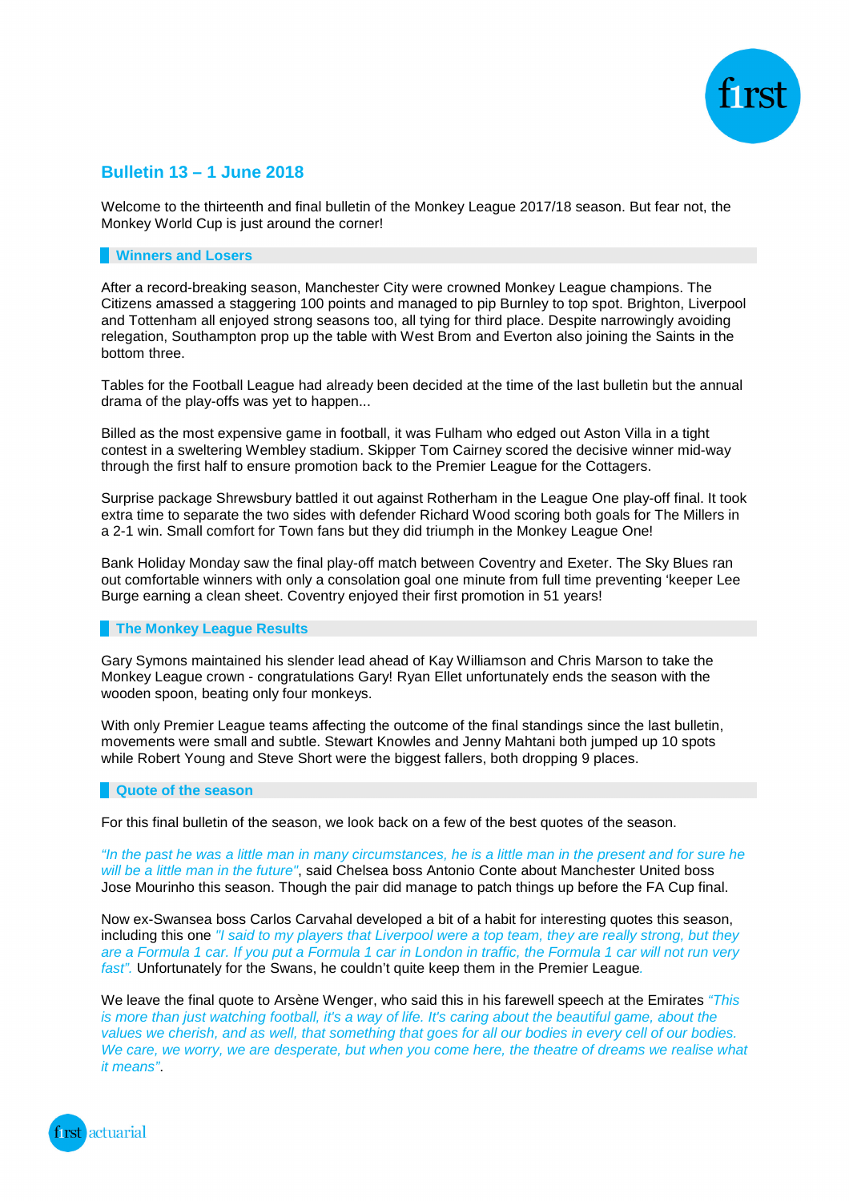## Bulletin 13 – 1 June 2018

Welcome to the thirteenth and final bulletin of the Monkey League 2017/18 season. But fear not, the Monkey World Cup is just around the corner!

### Winners and Losers

After a record-breaking season, Manchester City were crowned Monkey League champions. The Citizens amassed a staggering 100 points and managed to pip Burnley to top spot. Brighton, Liverpool and Tottenham all enjoyed strong seasons too, all tying for third place. Despite narrowingly avoiding relegation, Southampton prop up the table with West Brom and Everton also joining the Saints in the bottom three.

Tables for the Football League had already been decided at the time of the last bulletin but the annual drama of the play-offs was yet to happen...

Billed as the most expensive game in football, it was Fulham who edged out Aston Villa in a tight contest in a sweltering Wembley stadium. Skipper Tom Cairney scored the decisive winner mid-way through the first half to ensure promotion back to the Premier League for the Cottagers.

Surprise package Shrewsbury battled it out against Rotherham in the League One play-off final. It took extra time to separate the two sides with defender Richard Wood scoring both goals for The Millers in a 2-1 win. Small comfort for Town fans but they did triumph in the Monkey League One!

Bank Holiday Monday saw the final play-off match between Coventry and Exeter. The Sky Blues ran out comfortable winners with only a consolation goal one minute from full time preventing 'keeper Lee Burge earning a clean sheet. Coventry enjoyed their first promotion in 51 years!

### The Monkey League Results

Gary Symons maintained his slender lead ahead of Kay Williamson and Chris Marson to take the Monkey League crown - congratulations Gary! Ryan Ellet unfortunately ends the season with the wooden spoon, beating only four monkeys.

With only Premier League teams affecting the outcome of the final standings since the last bulletin, movements were small and subtle. Stewart Knowles and Jenny Mahtani both jumped up 10 spots while Robert Young and Steve Short were the biggest fallers, both dropping 9 places.

### Quote of the season

For this final bulletin of the season, we look back on a few of the best quotes of the season.

*"In the past he was a little man in many circumstances, he is a little man in the present and for sure he will be a little man in the future"*, said Chelsea boss Antonio Conte about Manchester United boss Jose Mourinho this season. Though the pair did manage to patch things up before the FA Cup final.

Now ex-Swansea boss Carlos Carvahal developed a bit of a habit for interesting quotes this season, including this one *"I said to my players that Liverpool were a top team, they are really strong, but they are a Formula 1 car. If you put a Formula 1 car in London in traffic, the Formula 1 car will not run very fast".* Unfortunately for the Swans, he couldn't quite keep them in the Premier League.

We leave the final quote to Arsène Wenger, who said this in his farewell speech at the Emirates *"This is more than just watching football, it's a way of life. It's caring about the beautiful game, about the values we cherish, and as well, that something that goes for all our bodies in every cell of our bodies. We care, we worry, we are desperate, but when you come here, the theatre of dreams we realise what it means"*.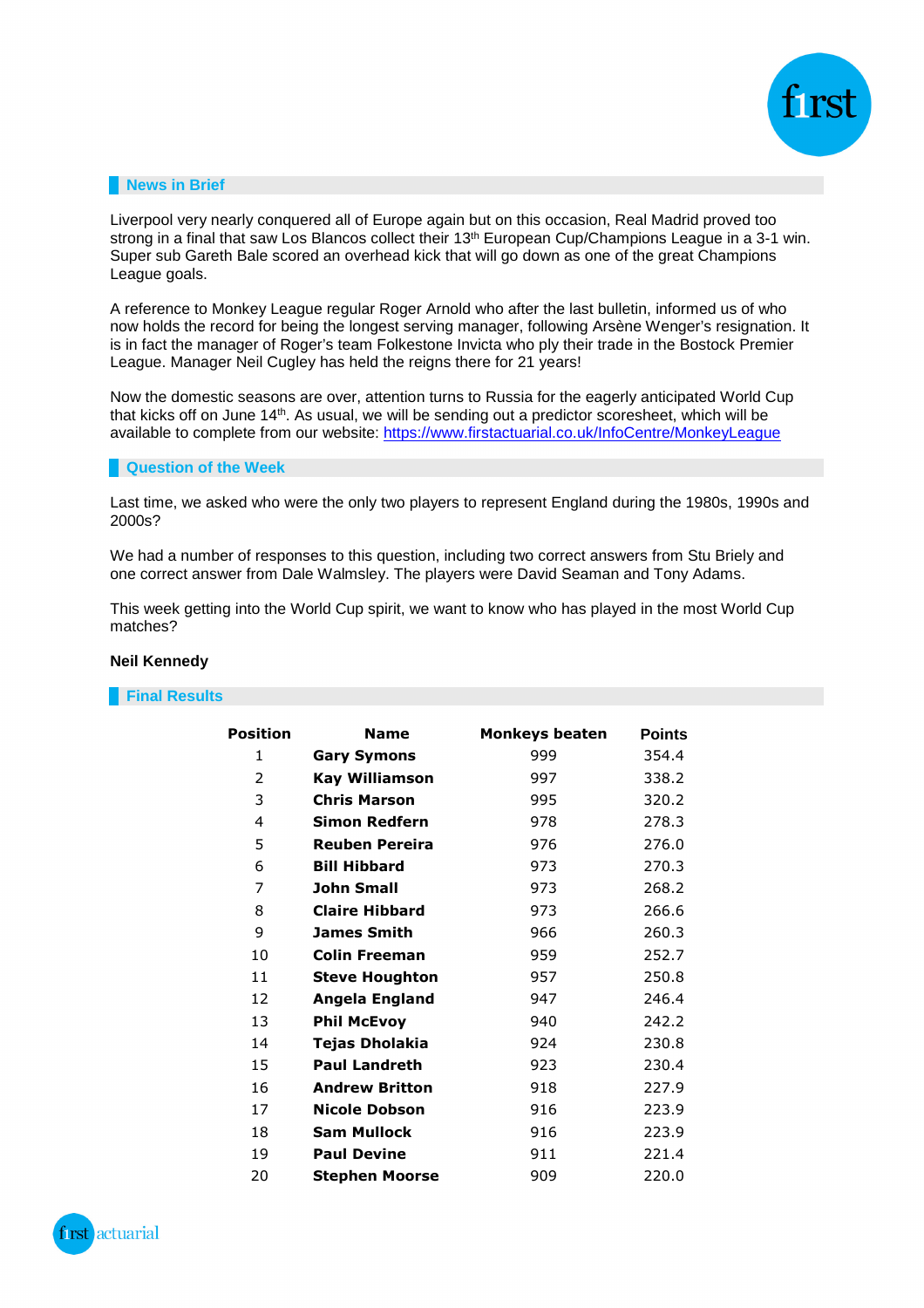## News in Brief

Liverpool very nearly conquered all of Europe again but on this occasion, Real Madrid proved too strong in a final that saw Los Blancos collect their 13th European Cup/Champions League in a 3-1 win. Super sub Gareth Bale scored an overhead kick that will go down as one of the great Champions League goals.

A reference to Monkey League regular Roger Arnold who after the last bulletin, informed us of who now holds the record for being the longest serving manager, following Arsène Wenger's resignation. It is in fact the manager of Roger's team Folkestone Invicta who ply their trade in the Bostock Premier League. Manager Neil Cugley has held the reigns there for 21 years!

Now the domestic seasons are over, attention turns to Russia for the eagerly anticipated World Cup that kicks off on June 14th. As usual, we will be sending out a predictor scoresheet, which will be available to complete from our website: https://www.firstactuarial.co.uk/InfoCentre/MonkeyLeague

## Question of the Week

Last time, we asked who were the only two players to represent England during the 1980s, 1990s and 2000s?

We had a number of responses to this question, including two correct answers from Stu Briely and one correct answer from Dale Walmsley. The players were David Seaman and Tony Adams.

This week getting into the World Cup spirit, we want to know who has played in the most World Cup matches?

**Neil Kennedy**

## Final Results

| Position | Name | Monkeys beaten | Points |
|---|---|---|---|
| 1 | **Gary Symons** | 999 | 354.4 |
| 2 | **Kay Williamson** | 997 | 338.2 |
| 3 | **Chris Marson** | 995 | 320.2 |
| 4 | **Simon Redfern** | 978 | 278.3 |
| 5 | **Reuben Pereira** | 976 | 276.0 |
| 6 | **Bill Hibbard** | 973 | 270.3 |
| 7 | **John Small** | 973 | 268.2 |
| 8 | **Claire Hibbard** | 973 | 266.6 |
| 9 | **James Smith** | 966 | 260.3 |
| 10 | **Colin Freeman** | 959 | 252.7 |
| 11 | **Steve Houghton** | 957 | 250.8 |
| 12 | **Angela England** | 947 | 246.4 |
| 13 | **Phil McEvoy** | 940 | 242.2 |
| 14 | **Tejas Dholakia** | 924 | 230.8 |
| 15 | **Paul Landreth** | 923 | 230.4 |
| 16 | **Andrew Britton** | 918 | 227.9 |
| 17 | **Nicole Dobson** | 916 | 223.9 |
| 18 | **Sam Mullock** | 916 | 223.9 |
| 19 | **Paul Devine** | 911 | 221.4 |
| 20 | **Stephen Moorse** | 909 | 220.0 |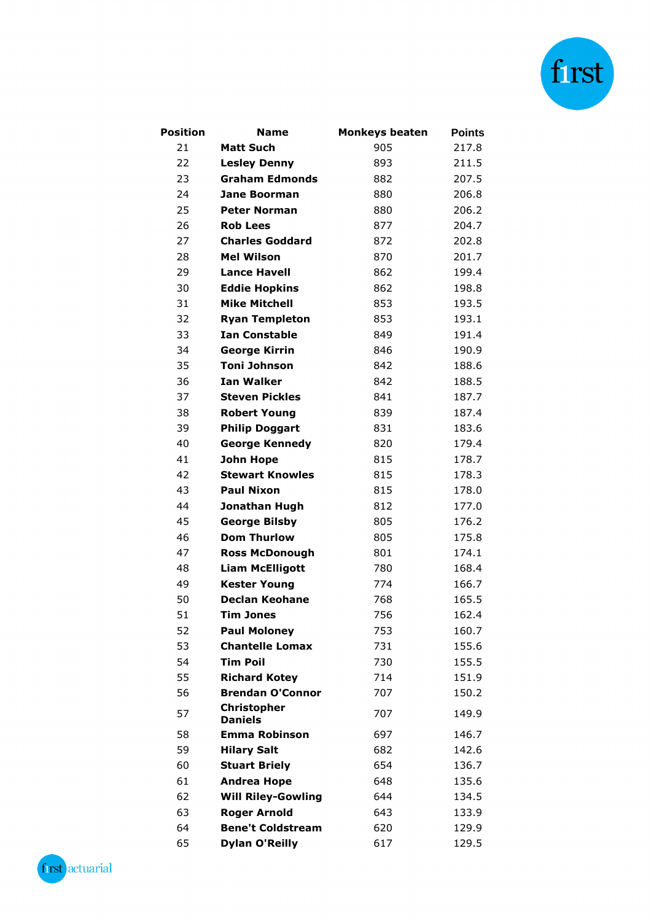| Position | Name | Monkeys beaten | Points |
|---|---|---|---|
| 21 | **Matt Such** | 905 | 217.8 |
| 22 | **Lesley Denny** | 893 | 211.5 |
| 23 | **Graham Edmonds** | 882 | 207.5 |
| 24 | **Jane Boorman** | 880 | 206.8 |
| 25 | **Peter Norman** | 880 | 206.2 |
| 26 | **Rob Lees** | 877 | 204.7 |
| 27 | **Charles Goddard** | 872 | 202.8 |
| 28 | **Mel Wilson** | 870 | 201.7 |
| 29 | **Lance Havell** | 862 | 199.4 |
| 30 | **Eddie Hopkins** | 862 | 198.8 |
| 31 | **Mike Mitchell** | 853 | 193.5 |
| 32 | **Ryan Templeton** | 853 | 193.1 |
| 33 | **Ian Constable** | 849 | 191.4 |
| 34 | **George Kirrin** | 846 | 190.9 |
| 35 | **Toni Johnson** | 842 | 188.6 |
| 36 | **Ian Walker** | 842 | 188.5 |
| 37 | **Steven Pickles** | 841 | 187.7 |
| 38 | **Robert Young** | 839 | 187.4 |
| 39 | **Philip Doggart** | 831 | 183.6 |
| 40 | **George Kennedy** | 820 | 179.4 |
| 41 | **John Hope** | 815 | 178.7 |
| 42 | **Stewart Knowles** | 815 | 178.3 |
| 43 | **Paul Nixon** | 815 | 178.0 |
| 44 | **Jonathan Hugh** | 812 | 177.0 |
| 45 | **George Bilsby** | 805 | 176.2 |
| 46 | **Dom Thurlow** | 805 | 175.8 |
| 47 | **Ross McDonough** | 801 | 174.1 |
| 48 | **Liam McElligott** | 780 | 168.4 |
| 49 | **Kester Young** | 774 | 166.7 |
| 50 | **Declan Keohane** | 768 | 165.5 |
| 51 | **Tim Jones** | 756 | 162.4 |
| 52 | **Paul Moloney** | 753 | 160.7 |
| 53 | **Chantelle Lomax** | 731 | 155.6 |
| 54 | **Tim Poil** | 730 | 155.5 |
| 55 | **Richard Kotey** | 714 | 151.9 |
| 56 | **Brendan O'Connor** | 707 | 150.2 |
| 57 | **Christopher Daniels** | 707 | 149.9 |
| 58 | **Emma Robinson** | 697 | 146.7 |
| 59 | **Hilary Salt** | 682 | 142.6 |
| 60 | **Stuart Briely** | 654 | 136.7 |
| 61 | **Andrea Hope** | 648 | 135.6 |
| 62 | **Will Riley-Gowling** | 644 | 134.5 |
| 63 | **Roger Arnold** | 643 | 133.9 |
| 64 | **Bene't Coldstream** | 620 | 129.9 |
| 65 | **Dylan O'Reilly** | 617 | 129.5 |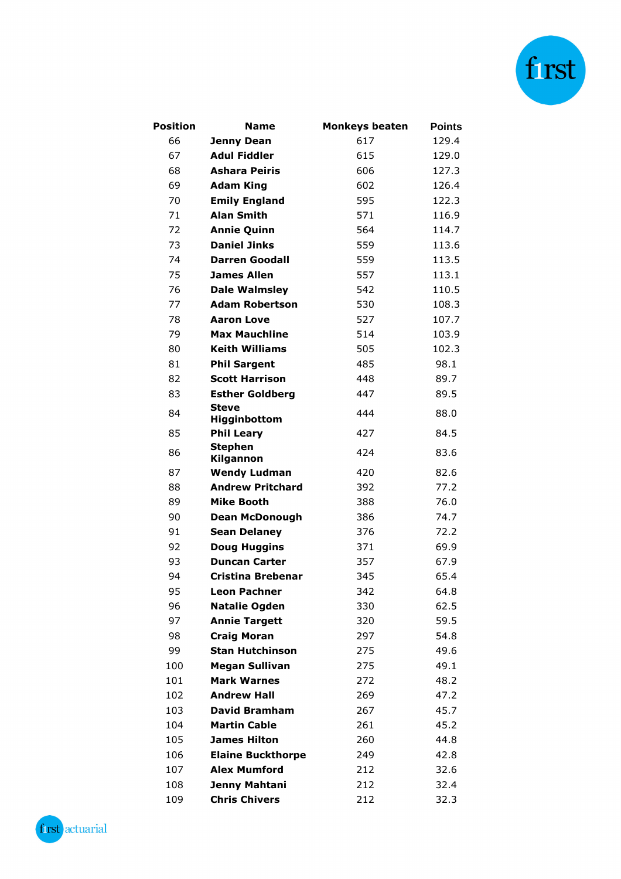| Position | Name | Monkeys beaten | Points |
|---|---|---|---|
| 66 | **Jenny Dean** | 617 | 129.4 |
| 67 | **Adul Fiddler** | 615 | 129.0 |
| 68 | **Ashara Peiris** | 606 | 127.3 |
| 69 | **Adam King** | 602 | 126.4 |
| 70 | **Emily England** | 595 | 122.3 |
| 71 | **Alan Smith** | 571 | 116.9 |
| 72 | **Annie Quinn** | 564 | 114.7 |
| 73 | **Daniel Jinks** | 559 | 113.6 |
| 74 | **Darren Goodall** | 559 | 113.5 |
| 75 | **James Allen** | 557 | 113.1 |
| 76 | **Dale Walmsley** | 542 | 110.5 |
| 77 | **Adam Robertson** | 530 | 108.3 |
| 78 | **Aaron Love** | 527 | 107.7 |
| 79 | **Max Mauchline** | 514 | 103.9 |
| 80 | **Keith Williams** | 505 | 102.3 |
| 81 | **Phil Sargent** | 485 | 98.1 |
| 82 | **Scott Harrison** | 448 | 89.7 |
| 83 | **Esther Goldberg** | 447 | 89.5 |
| 84 | **Steve Higginbottom** | 444 | 88.0 |
| 85 | **Phil Leary** | 427 | 84.5 |
| 86 | **Stephen Kilgannon** | 424 | 83.6 |
| 87 | **Wendy Ludman** | 420 | 82.6 |
| 88 | **Andrew Pritchard** | 392 | 77.2 |
| 89 | **Mike Booth** | 388 | 76.0 |
| 90 | **Dean McDonough** | 386 | 74.7 |
| 91 | **Sean Delaney** | 376 | 72.2 |
| 92 | **Doug Huggins** | 371 | 69.9 |
| 93 | **Duncan Carter** | 357 | 67.9 |
| 94 | **Cristina Brebenar** | 345 | 65.4 |
| 95 | **Leon Pachner** | 342 | 64.8 |
| 96 | **Natalie Ogden** | 330 | 62.5 |
| 97 | **Annie Targett** | 320 | 59.5 |
| 98 | **Craig Moran** | 297 | 54.8 |
| 99 | **Stan Hutchinson** | 275 | 49.6 |
| 100 | **Megan Sullivan** | 275 | 49.1 |
| 101 | **Mark Warnes** | 272 | 48.2 |
| 102 | **Andrew Hall** | 269 | 47.2 |
| 103 | **David Bramham** | 267 | 45.7 |
| 104 | **Martin Cable** | 261 | 45.2 |
| 105 | **James Hilton** | 260 | 44.8 |
| 106 | **Elaine Buckthorpe** | 249 | 42.8 |
| 107 | **Alex Mumford** | 212 | 32.6 |
| 108 | **Jenny Mahtani** | 212 | 32.4 |
| 109 | **Chris Chivers** | 212 | 32.3 |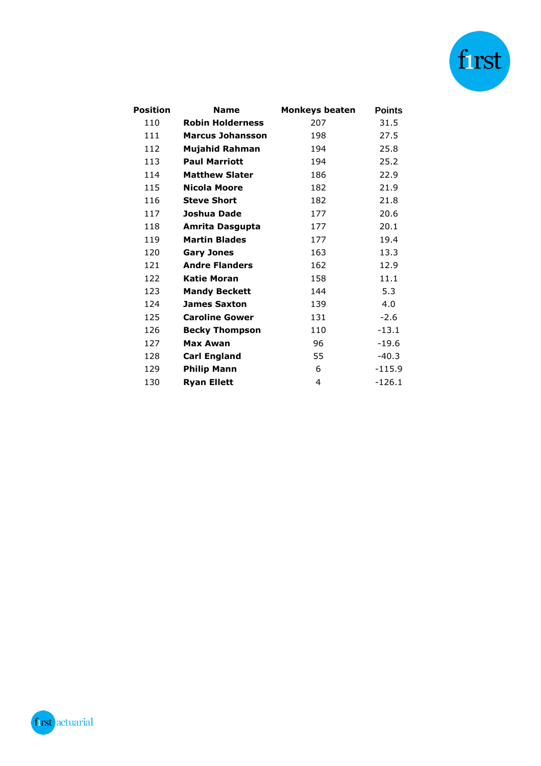| Position | Name | Monkeys beaten | Points |
|---|---|---|---|
| 110 | **Robin Holderness** | 207 | 31.5 |
| 111 | **Marcus Johansson** | 198 | 27.5 |
| 112 | **Mujahid Rahman** | 194 | 25.8 |
| 113 | **Paul Marriott** | 194 | 25.2 |
| 114 | **Matthew Slater** | 186 | 22.9 |
| 115 | **Nicola Moore** | 182 | 21.9 |
| 116 | **Steve Short** | 182 | 21.8 |
| 117 | **Joshua Dade** | 177 | 20.6 |
| 118 | **Amrita Dasgupta** | 177 | 20.1 |
| 119 | **Martin Blades** | 177 | 19.4 |
| 120 | **Gary Jones** | 163 | 13.3 |
| 121 | **Andre Flanders** | 162 | 12.9 |
| 122 | **Katie Moran** | 158 | 11.1 |
| 123 | **Mandy Beckett** | 144 | 5.3 |
| 124 | **James Saxton** | 139 | 4.0 |
| 125 | **Caroline Gower** | 131 | -2.6 |
| 126 | **Becky Thompson** | 110 | -13.1 |
| 127 | **Max Awan** | 96 | -19.6 |
| 128 | **Carl England** | 55 | -40.3 |
| 129 | **Philip Mann** | 6 | -115.9 |
| 130 | **Ryan Ellett** | 4 | -126.1 |